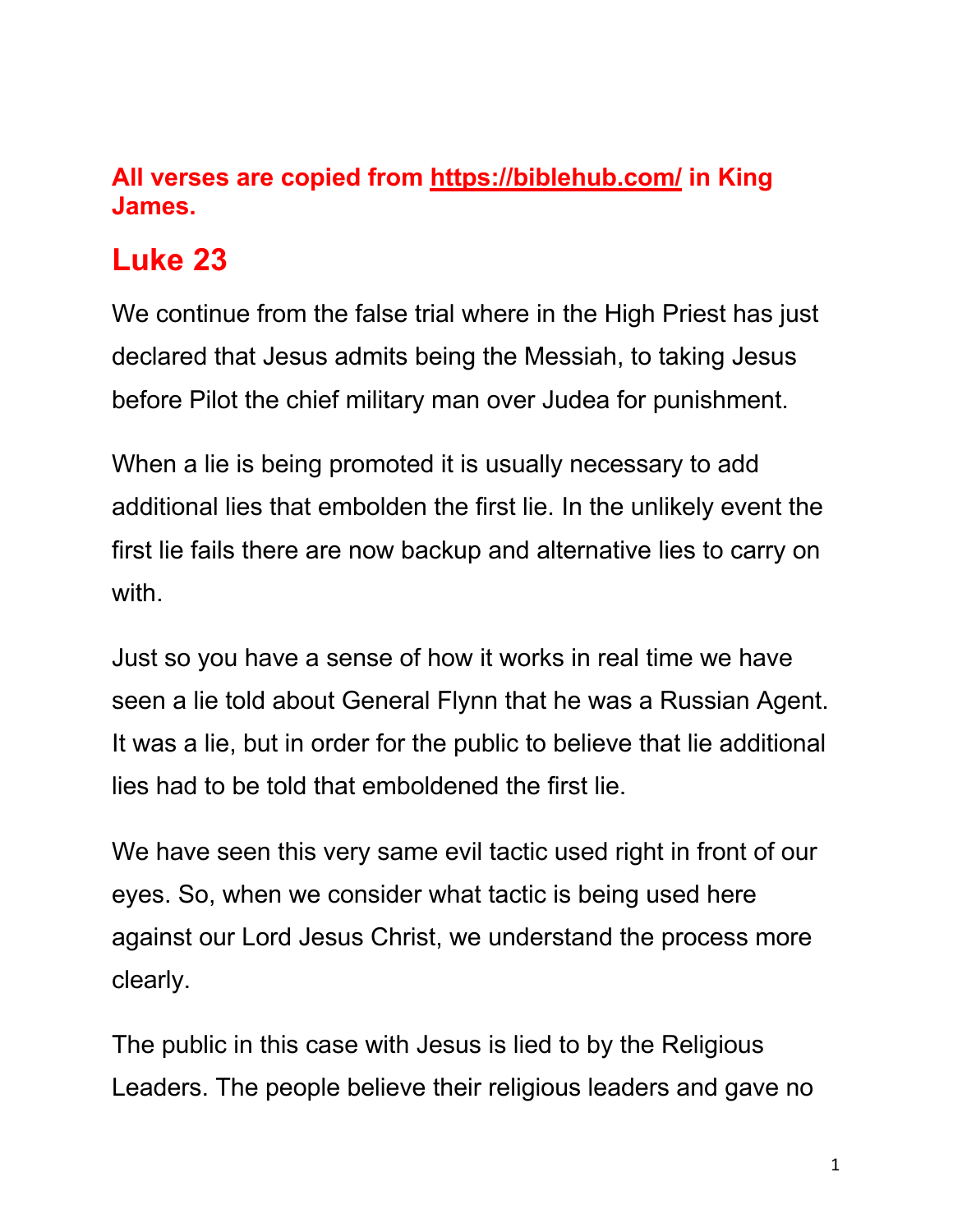**All verses are copied from https://biblehub.com/ in King James.**

# Luke 23

We continue from the false trial where in the High Priest has just declared that Jesus admits being the Messiah, to taking Jesus before Pilot the chief military man over Judea for punishment.

When a lie is being promoted it is usually necessary to add additional lies that embolden the first lie. In the unlikely event the first lie fails there are now backup and alternative lies to carry on with.

Just so you have a sense of how it works in real time we have seen a lie told about General Flynn that he was a Russian Agent. It was a lie, but in order for the public to believe that lie additional lies had to be told that emboldened the first lie.

We have seen this very same evil tactic used right in front of our eyes. So, when we consider what tactic is being used here against our Lord Jesus Christ, we understand the process more clearly.

The public in this case with Jesus is lied to by the Religious Leaders. The people believe their religious leaders and gave no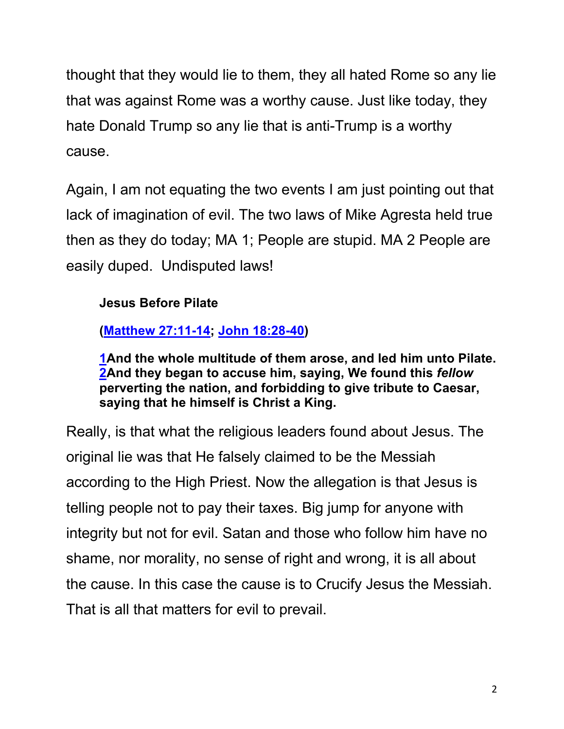thought that they would lie to them, they all hated Rome so any lie that was against Rome was a worthy cause. Just like today, they hate Donald Trump so any lie that is anti-Trump is a worthy cause.

Again, I am not equating the two events I am just pointing out that lack of imagination of evil. The two laws of Mike Agresta held true then as they do today; MA 1; People are stupid. MA 2 People are easily duped. Undisputed laws!

> **Jesus Before Pilate**
>
> **([Matthew 27:11-14](); [John 18:28-40]())**
>
> **[1]()And the whole multitude of them arose, and led him unto Pilate. [2]()And they began to accuse him, saying, We found this *fellow* perverting the nation, and forbidding to give tribute to Caesar, saying that he himself is Christ a King.**

Really, is that what the religious leaders found about Jesus. The original lie was that He falsely claimed to be the Messiah according to the High Priest. Now the allegation is that Jesus is telling people not to pay their taxes. Big jump for anyone with integrity but not for evil. Satan and those who follow him have no shame, nor morality, no sense of right and wrong, it is all about the cause. In this case the cause is to Crucify Jesus the Messiah. That is all that matters for evil to prevail.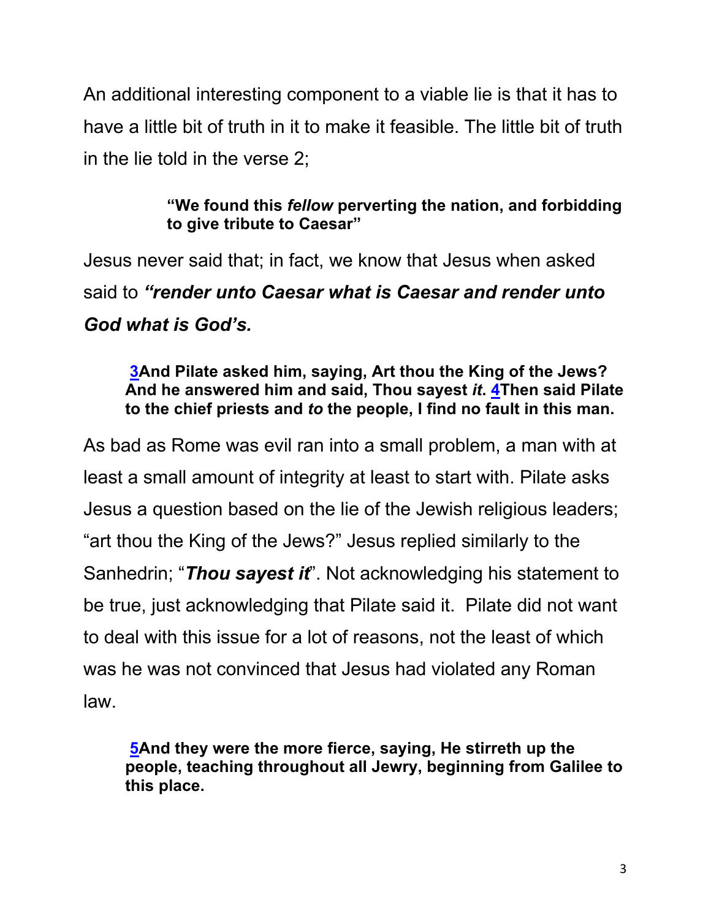An additional interesting component to a viable lie is that it has to have a little bit of truth in it to make it feasible. The little bit of truth in the lie told in the verse 2;

> **"We found this *fellow* perverting the nation, and forbidding to give tribute to Caesar"**

Jesus never said that; in fact, we know that Jesus when asked said to ***"render unto Caesar what is Caesar and render unto God what is God's.***

> **3And Pilate asked him, saying, Art thou the King of the Jews? And he answered him and said, Thou sayest *it*. 4Then said Pilate to the chief priests and *to* the people, I find no fault in this man.**

As bad as Rome was evil ran into a small problem, a man with at least a small amount of integrity at least to start with. Pilate asks Jesus a question based on the lie of the Jewish religious leaders; "art thou the King of the Jews?" Jesus replied similarly to the Sanhedrin; "***Thou sayest it***". Not acknowledging his statement to be true, just acknowledging that Pilate said it. Pilate did not want to deal with this issue for a lot of reasons, not the least of which was he was not convinced that Jesus had violated any Roman law.

> **5And they were the more fierce, saying, He stirreth up the people, teaching throughout all Jewry, beginning from Galilee to this place.**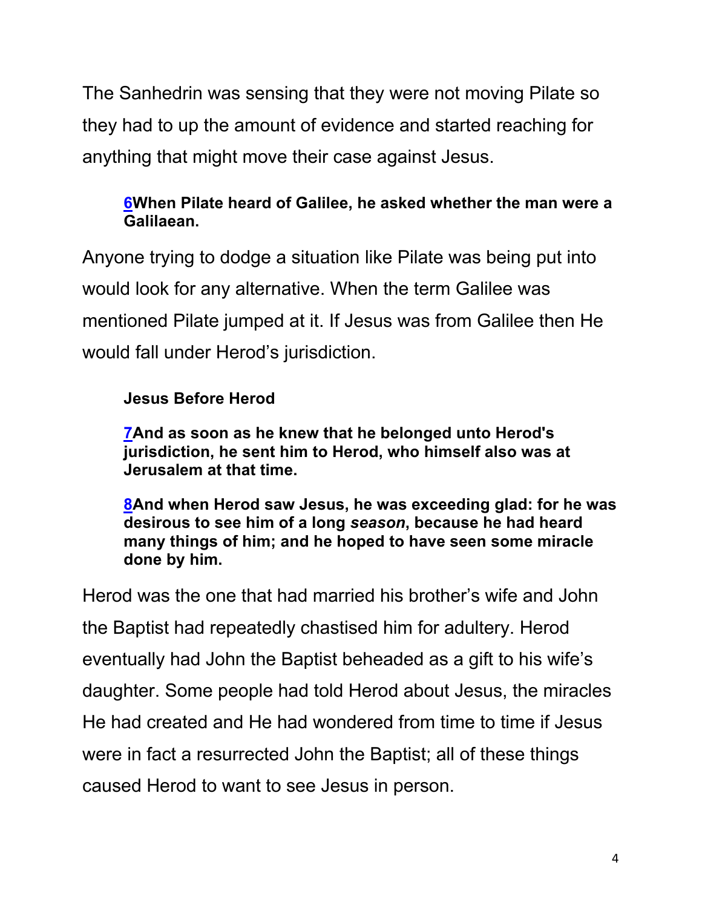The Sanhedrin was sensing that they were not moving Pilate so they had to up the amount of evidence and started reaching for anything that might move their case against Jesus.

> **[6](#)When Pilate heard of Galilee, he asked whether the man were a Galilaean.**

Anyone trying to dodge a situation like Pilate was being put into would look for any alternative. When the term Galilee was mentioned Pilate jumped at it. If Jesus was from Galilee then He would fall under Herod's jurisdiction.

> **Jesus Before Herod**
>
> **[7](#)And as soon as he knew that he belonged unto Herod's jurisdiction, he sent him to Herod, who himself also was at Jerusalem at that time.**
>
> **[8](#)And when Herod saw Jesus, he was exceeding glad: for he was desirous to see him of a long *season*, because he had heard many things of him; and he hoped to have seen some miracle done by him.**

Herod was the one that had married his brother's wife and John the Baptist had repeatedly chastised him for adultery. Herod eventually had John the Baptist beheaded as a gift to his wife's daughter. Some people had told Herod about Jesus, the miracles He had created and He had wondered from time to time if Jesus were in fact a resurrected John the Baptist; all of these things caused Herod to want to see Jesus in person.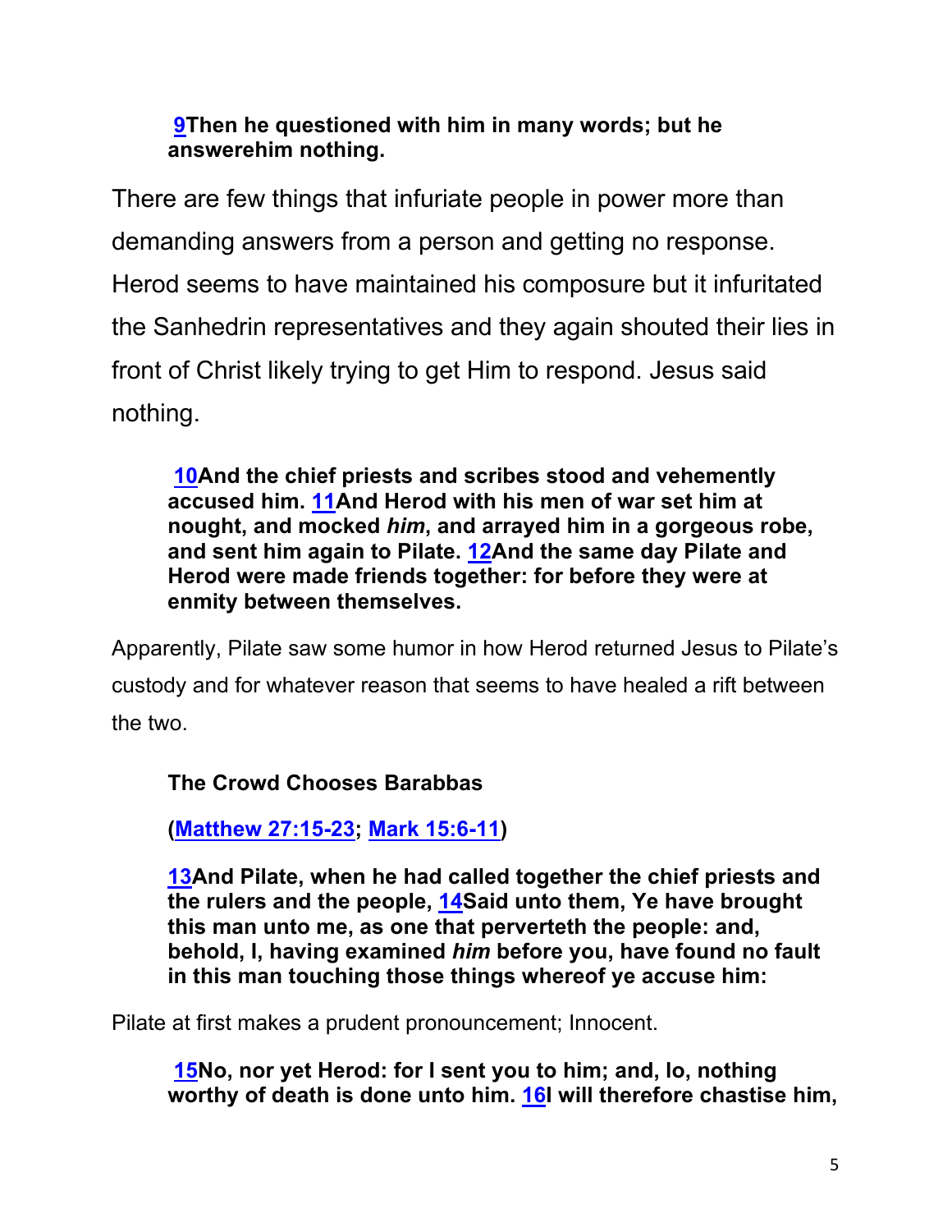**9Then he questioned with him in many words; but he answerehim nothing.**

There are few things that infuriate people in power more than demanding answers from a person and getting no response. Herod seems to have maintained his composure but it infuritated the Sanhedrin representatives and they again shouted their lies in front of Christ likely trying to get Him to respond. Jesus said nothing.

**10And the chief priests and scribes stood and vehemently accused him. 11And Herod with his men of war set him at nought, and mocked *him*, and arrayed him in a gorgeous robe, and sent him again to Pilate. 12And the same day Pilate and Herod were made friends together: for before they were at enmity between themselves.**

Apparently, Pilate saw some humor in how Herod returned Jesus to Pilate's custody and for whatever reason that seems to have healed a rift between the two.

**The Crowd Chooses Barabbas**

**(Matthew 27:15-23; Mark 15:6-11)**

**13And Pilate, when he had called together the chief priests and the rulers and the people, 14Said unto them, Ye have brought this man unto me, as one that perverteth the people: and, behold, I, having examined *him* before you, have found no fault in this man touching those things whereof ye accuse him:**

Pilate at first makes a prudent pronouncement; Innocent.

**15No, nor yet Herod: for I sent you to him; and, lo, nothing worthy of death is done unto him. 16I will therefore chastise him,**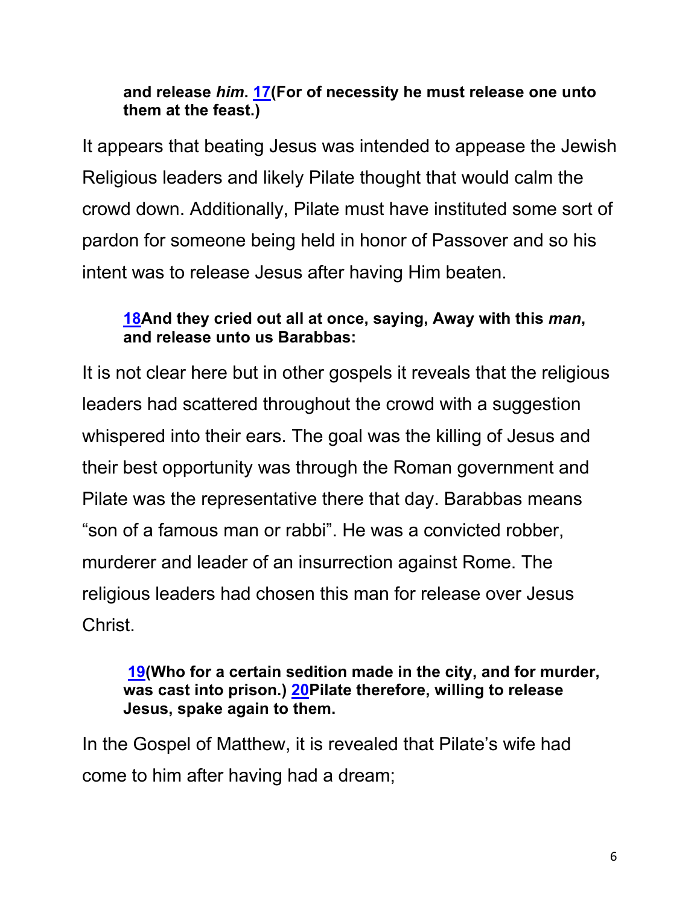**and release *him*. 17(For of necessity he must release one unto them at the feast.)**

It appears that beating Jesus was intended to appease the Jewish Religious leaders and likely Pilate thought that would calm the crowd down. Additionally, Pilate must have instituted some sort of pardon for someone being held in honor of Passover and so his intent was to release Jesus after having Him beaten.

**18And they cried out all at once, saying, Away with this *man*, and release unto us Barabbas:**

It is not clear here but in other gospels it reveals that the religious leaders had scattered throughout the crowd with a suggestion whispered into their ears. The goal was the killing of Jesus and their best opportunity was through the Roman government and Pilate was the representative there that day. Barabbas means "son of a famous man or rabbi". He was a convicted robber, murderer and leader of an insurrection against Rome. The religious leaders had chosen this man for release over Jesus Christ.

**19(Who for a certain sedition made in the city, and for murder, was cast into prison.) 20Pilate therefore, willing to release Jesus, spake again to them.**

In the Gospel of Matthew, it is revealed that Pilate's wife had come to him after having had a dream;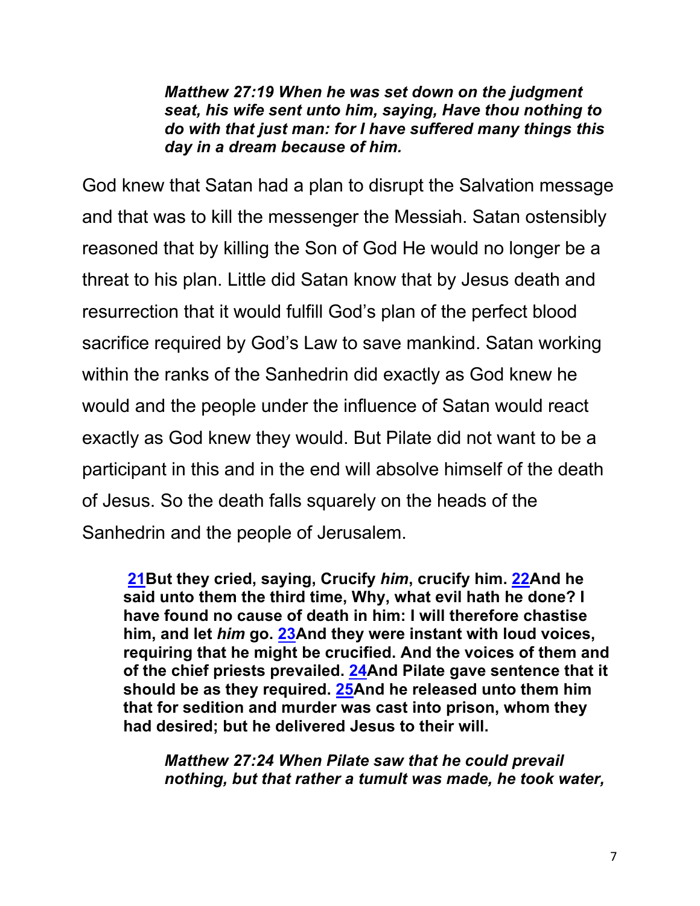***Matthew 27:19 When he was set down on the judgment seat, his wife sent unto him, saying, Have thou nothing to do with that just man: for I have suffered many things this day in a dream because of him.***

God knew that Satan had a plan to disrupt the Salvation message and that was to kill the messenger the Messiah. Satan ostensibly reasoned that by killing the Son of God He would no longer be a threat to his plan. Little did Satan know that by Jesus death and resurrection that it would fulfill God's plan of the perfect blood sacrifice required by God's Law to save mankind. Satan working within the ranks of the Sanhedrin did exactly as God knew he would and the people under the influence of Satan would react exactly as God knew they would. But Pilate did not want to be a participant in this and in the end will absolve himself of the death of Jesus. So the death falls squarely on the heads of the Sanhedrin and the people of Jerusalem.

**21But they cried, saying, Crucify *him*, crucify him. 22And he said unto them the third time, Why, what evil hath he done? I have found no cause of death in him: I will therefore chastise him, and let *him* go. 23And they were instant with loud voices, requiring that he might be crucified. And the voices of them and of the chief priests prevailed. 24And Pilate gave sentence that it should be as they required. 25And he released unto them him that for sedition and murder was cast into prison, whom they had desired; but he delivered Jesus to their will.**

***Matthew 27:24 When Pilate saw that he could prevail nothing, but that rather a tumult was made, he took water,***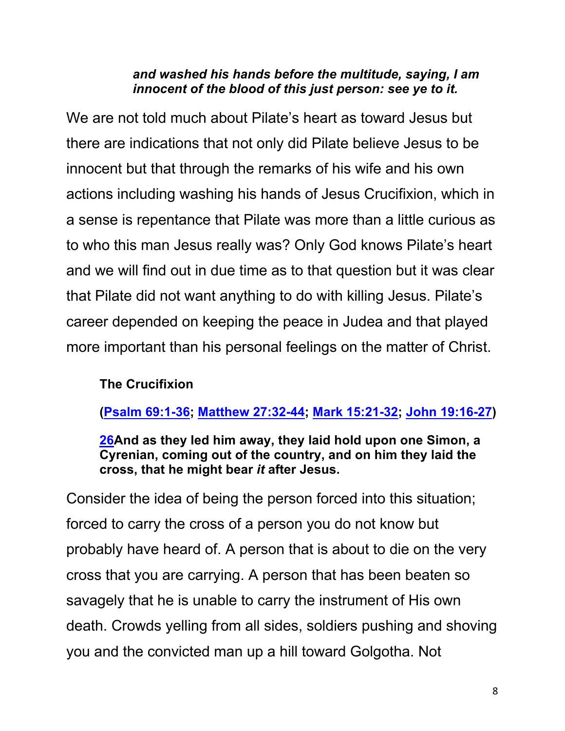***and washed his hands before the multitude, saying, I am innocent of the blood of this just person: see ye to it.***

We are not told much about Pilate's heart as toward Jesus but there are indications that not only did Pilate believe Jesus to be innocent but that through the remarks of his wife and his own actions including washing his hands of Jesus Crucifixion, which in a sense is repentance that Pilate was more than a little curious as to who this man Jesus really was? Only God knows Pilate's heart and we will find out in due time as to that question but it was clear that Pilate did not want anything to do with killing Jesus. Pilate's career depended on keeping the peace in Judea and that played more important than his personal feelings on the matter of Christ.

**The Crucifixion**

**(Psalm 69:1-36; Matthew 27:32-44; Mark 15:21-32; John 19:16-27)**

**26And as they led him away, they laid hold upon one Simon, a Cyrenian, coming out of the country, and on him they laid the cross, that he might bear *it* after Jesus.**

Consider the idea of being the person forced into this situation; forced to carry the cross of a person you do not know but probably have heard of. A person that is about to die on the very cross that you are carrying. A person that has been beaten so savagely that he is unable to carry the instrument of His own death. Crowds yelling from all sides, soldiers pushing and shoving you and the convicted man up a hill toward Golgotha. Not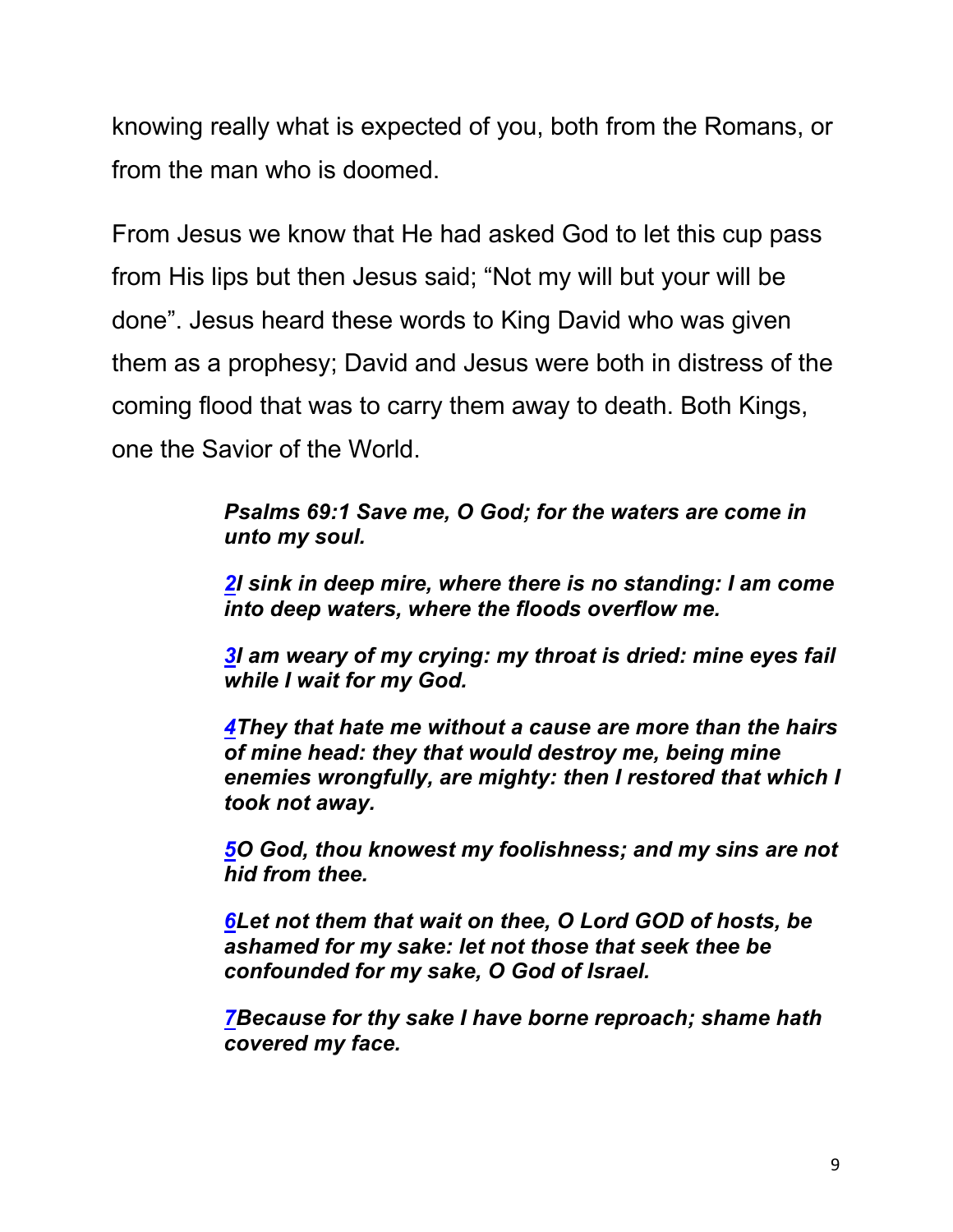knowing really what is expected of you, both from the Romans, or from the man who is doomed.

From Jesus we know that He had asked God to let this cup pass from His lips but then Jesus said; “Not my will but your will be done”. Jesus heard these words to King David who was given them as a prophesy; David and Jesus were both in distress of the coming flood that was to carry them away to death. Both Kings, one the Savior of the World.

> ***Psalms 69:1 Save me, O God; for the waters are come in unto my soul.***
>
> ***2I sink in deep mire, where there is no standing: I am come into deep waters, where the floods overflow me.***
>
> ***3I am weary of my crying: my throat is dried: mine eyes fail while I wait for my God.***
>
> ***4They that hate me without a cause are more than the hairs of mine head: they that would destroy me, being mine enemies wrongfully, are mighty: then I restored that which I took not away.***
>
> ***5O God, thou knowest my foolishness; and my sins are not hid from thee.***
>
> ***6Let not them that wait on thee, O Lord GOD of hosts, be ashamed for my sake: let not those that seek thee be confounded for my sake, O God of Israel.***
>
> ***7Because for thy sake I have borne reproach; shame hath covered my face.***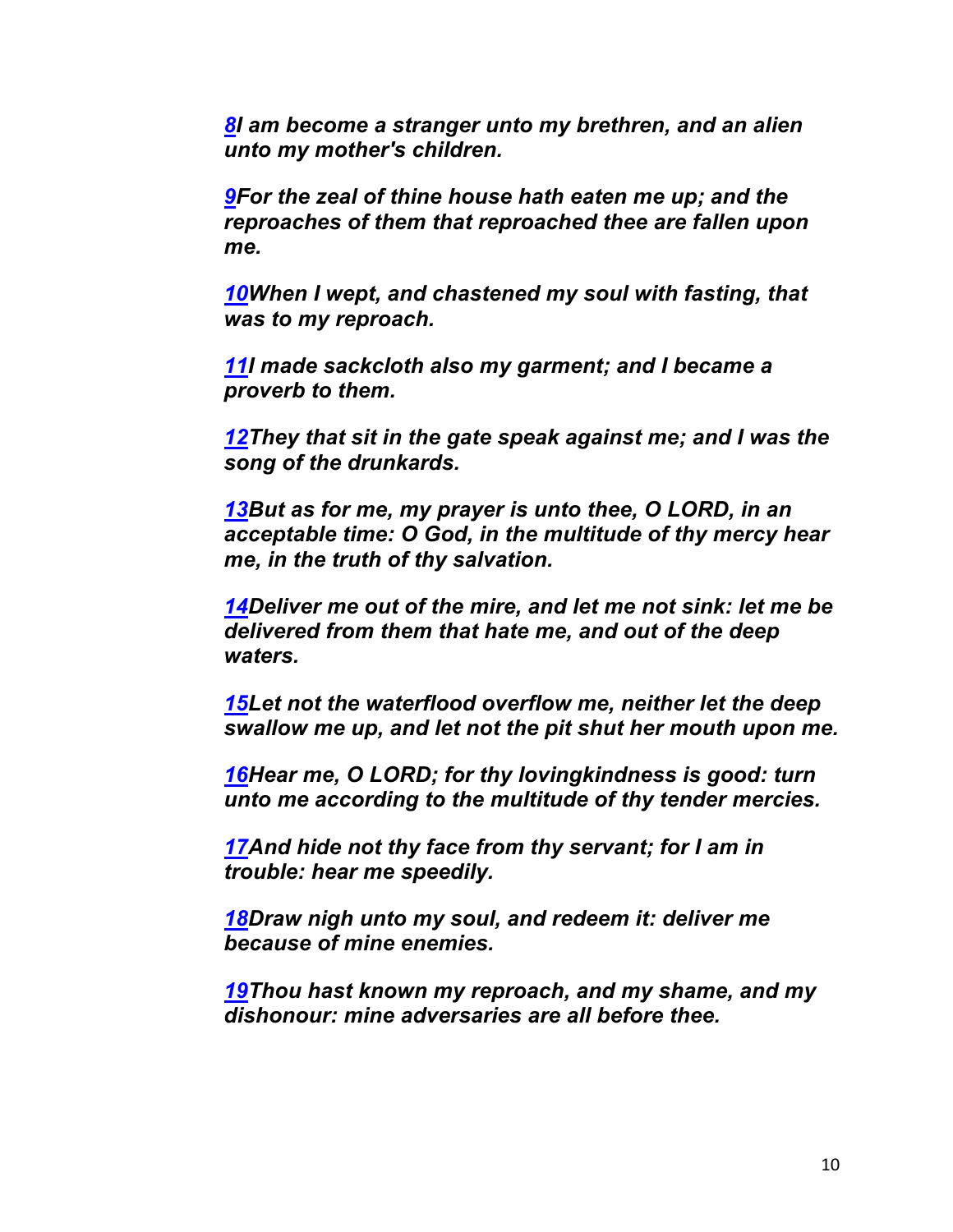***[8](#)I am become a stranger unto my brethren, and an alien unto my mother's children.***

***[9](#)For the zeal of thine house hath eaten me up; and the reproaches of them that reproached thee are fallen upon me.***

***[10](#)When I wept, and chastened my soul with fasting, that was to my reproach.***

***[11](#)I made sackcloth also my garment; and I became a proverb to them.***

***[12](#)They that sit in the gate speak against me; and I was the song of the drunkards.***

***[13](#)But as for me, my prayer is unto thee, O LORD, in an acceptable time: O God, in the multitude of thy mercy hear me, in the truth of thy salvation.***

***[14](#)Deliver me out of the mire, and let me not sink: let me be delivered from them that hate me, and out of the deep waters.***

***[15](#)Let not the waterflood overflow me, neither let the deep swallow me up, and let not the pit shut her mouth upon me.***

***[16](#)Hear me, O LORD; for thy lovingkindness is good: turn unto me according to the multitude of thy tender mercies.***

***[17](#)And hide not thy face from thy servant; for I am in trouble: hear me speedily.***

***[18](#)Draw nigh unto my soul, and redeem it: deliver me because of mine enemies.***

***[19](#)Thou hast known my reproach, and my shame, and my dishonour: mine adversaries are all before thee.***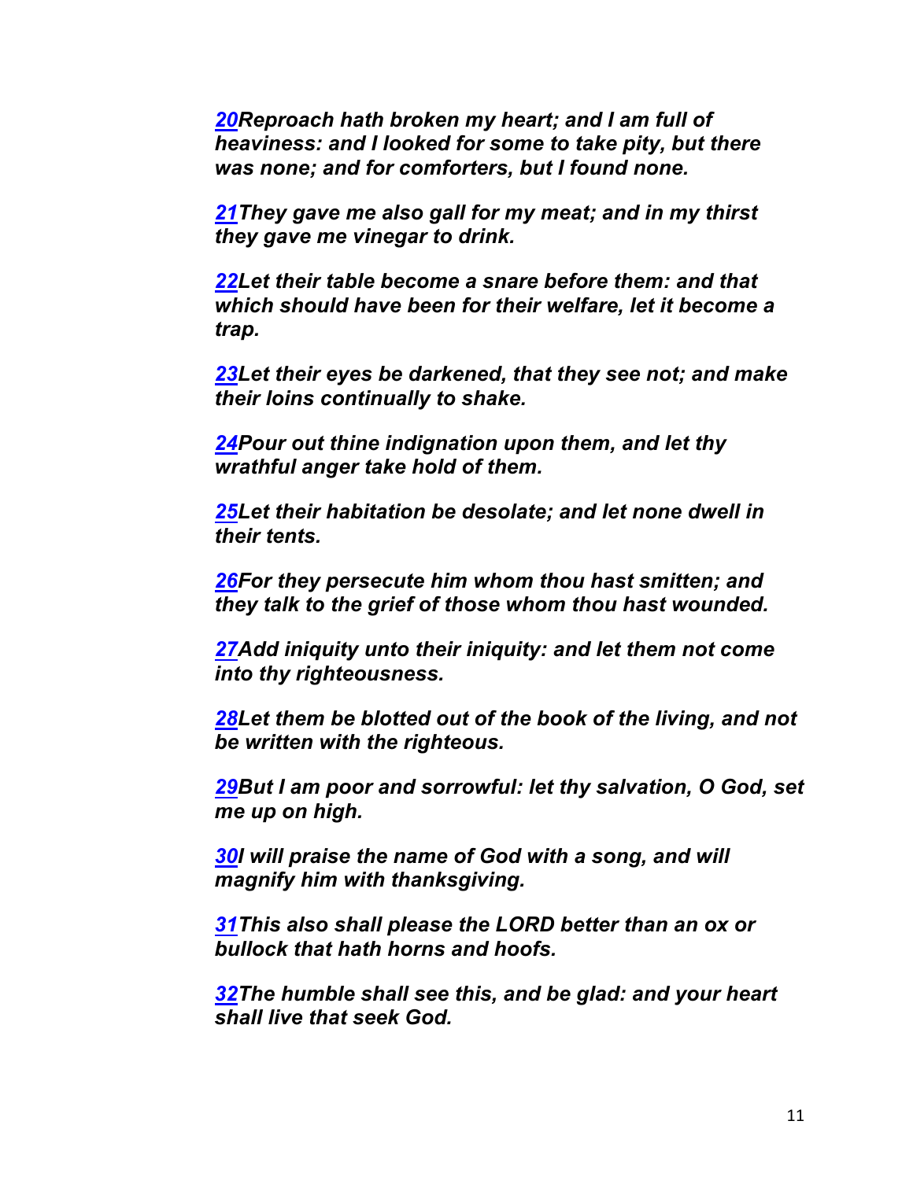*[20](#)Reproach hath broken my heart; and I am full of heaviness: and I looked for some to take pity, but there was none; and for comforters, but I found none.*

*[21](#)They gave me also gall for my meat; and in my thirst they gave me vinegar to drink.*

*[22](#)Let their table become a snare before them: and that which should have been for their welfare, let it become a trap.*

*[23](#)Let their eyes be darkened, that they see not; and make their loins continually to shake.*

*[24](#)Pour out thine indignation upon them, and let thy wrathful anger take hold of them.*

*[25](#)Let their habitation be desolate; and let none dwell in their tents.*

*[26](#)For they persecute him whom thou hast smitten; and they talk to the grief of those whom thou hast wounded.*

*[27](#)Add iniquity unto their iniquity: and let them not come into thy righteousness.*

*[28](#)Let them be blotted out of the book of the living, and not be written with the righteous.*

*[29](#)But I am poor and sorrowful: let thy salvation, O God, set me up on high.*

*[30](#)I will praise the name of God with a song, and will magnify him with thanksgiving.*

*[31](#)This also shall please the LORD better than an ox or bullock that hath horns and hoofs.*

*[32](#)The humble shall see this, and be glad: and your heart shall live that seek God.*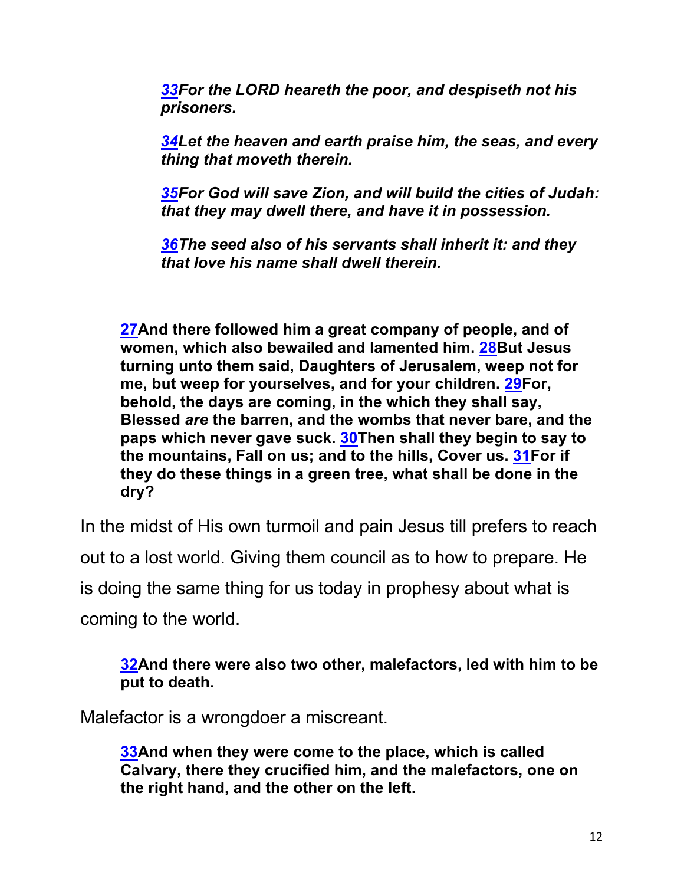> ***33**For the LORD heareth the poor, and despiseth not his prisoners.*
>
> ***34**Let the heaven and earth praise him, the seas, and every thing that moveth therein.*
>
> ***35**For God will save Zion, and will build the cities of Judah: that they may dwell there, and have it in possession.*
>
> ***36**The seed also of his servants shall inherit it: and they that love his name shall dwell therein.*

> **27And there followed him a great company of people, and of women, which also bewailed and lamented him. 28But Jesus turning unto them said, Daughters of Jerusalem, weep not for me, but weep for yourselves, and for your children. 29For, behold, the days are coming, in the which they shall say, Blessed *are* the barren, and the wombs that never bare, and the paps which never gave suck. 30Then shall they begin to say to the mountains, Fall on us; and to the hills, Cover us. 31For if they do these things in a green tree, what shall be done in the dry?**

In the midst of His own turmoil and pain Jesus till prefers to reach out to a lost world. Giving them council as to how to prepare. He is doing the same thing for us today in prophesy about what is coming to the world.

> **32And there were also two other, malefactors, led with him to be put to death.**

Malefactor is a wrongdoer a miscreant.

> **33And when they were come to the place, which is called Calvary, there they crucified him, and the malefactors, one on the right hand, and the other on the left.**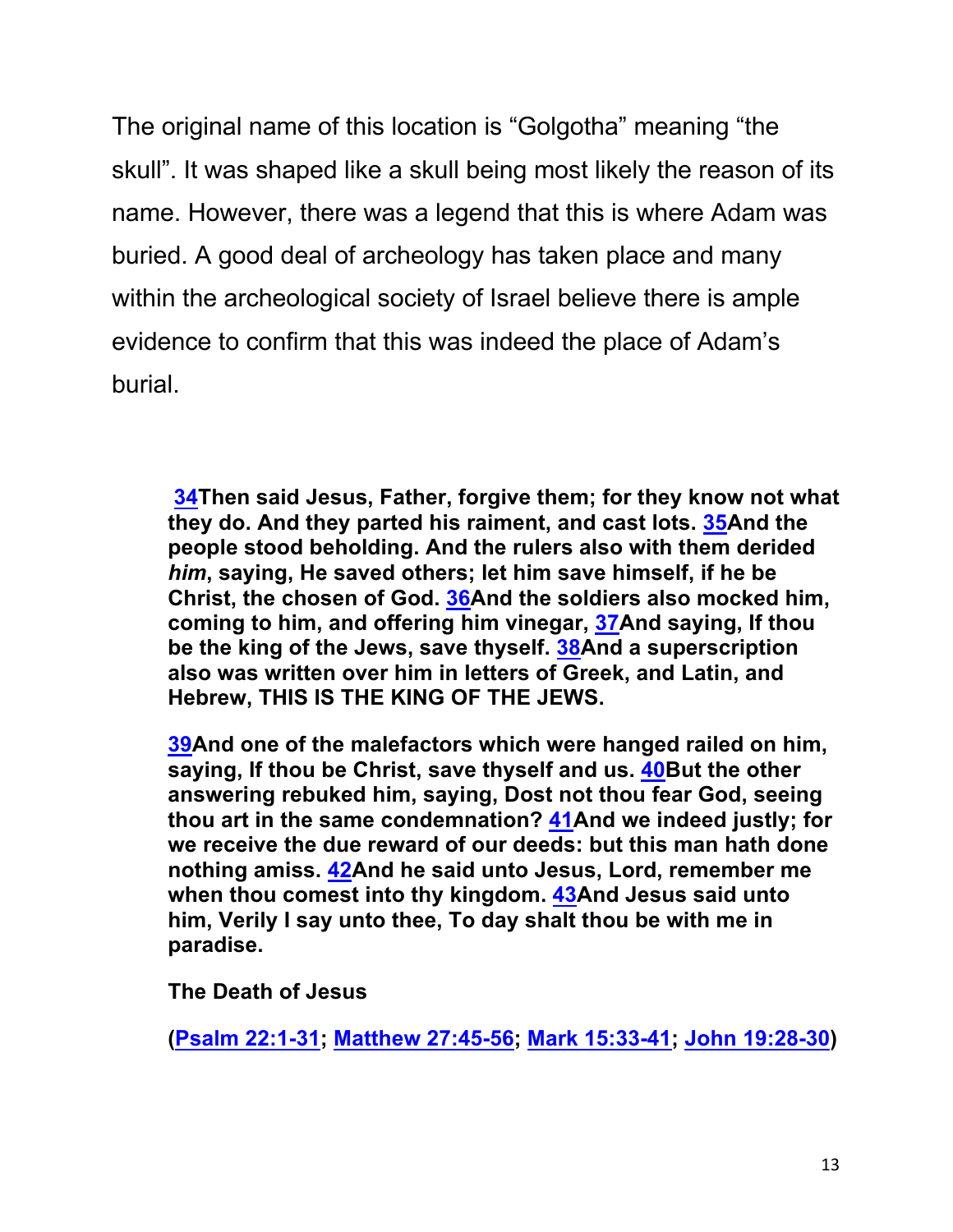The original name of this location is “Golgotha” meaning “the skull”. It was shaped like a skull being most likely the reason of its name. However, there was a legend that this is where Adam was buried. A good deal of archeology has taken place and many within the archeological society of Israel believe there is ample evidence to confirm that this was indeed the place of Adam’s burial.

> **34Then said Jesus, Father, forgive them; for they know not what they do. And they parted his raiment, and cast lots. 35And the people stood beholding. And the rulers also with them derided *him*, saying, He saved others; let him save himself, if he be Christ, the chosen of God. 36And the soldiers also mocked him, coming to him, and offering him vinegar, 37And saying, If thou be the king of the Jews, save thyself. 38And a superscription also was written over him in letters of Greek, and Latin, and Hebrew, THIS IS THE KING OF THE JEWS.**
>
> **39And one of the malefactors which were hanged railed on him, saying, If thou be Christ, save thyself and us. 40But the other answering rebuked him, saying, Dost not thou fear God, seeing thou art in the same condemnation? 41And we indeed justly; for we receive the due reward of our deeds: but this man hath done nothing amiss. 42And he said unto Jesus, Lord, remember me when thou comest into thy kingdom. 43And Jesus said unto him, Verily I say unto thee, To day shalt thou be with me in paradise.**
>
> **The Death of Jesus**
>
> **(Psalm 22:1-31; Matthew 27:45-56; Mark 15:33-41; John 19:28-30)**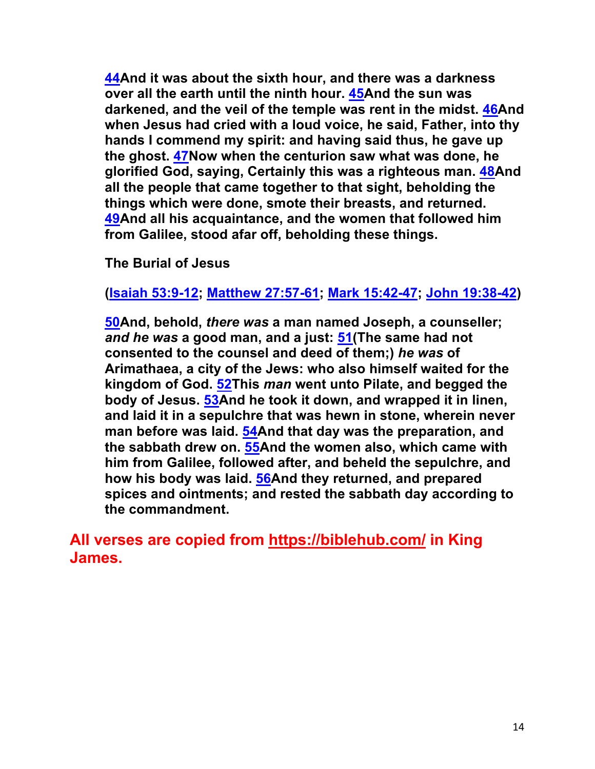**44And it was about the sixth hour, and there was a darkness over all the earth until the ninth hour. 45And the sun was darkened, and the veil of the temple was rent in the midst. 46And when Jesus had cried with a loud voice, he said, Father, into thy hands I commend my spirit: and having said thus, he gave up the ghost. 47Now when the centurion saw what was done, he glorified God, saying, Certainly this was a righteous man. 48And all the people that came together to that sight, beholding the things which were done, smote their breasts, and returned. 49And all his acquaintance, and the women that followed him from Galilee, stood afar off, beholding these things.**

**The Burial of Jesus**

**(Isaiah 53:9-12; Matthew 27:57-61; Mark 15:42-47; John 19:38-42)**

**50And, behold, *there was* a man named Joseph, a counseller; *and he was* a good man, and a just: 51(The same had not consented to the counsel and deed of them;) *he was* of Arimathaea, a city of the Jews: who also himself waited for the kingdom of God. 52This *man* went unto Pilate, and begged the body of Jesus. 53And he took it down, and wrapped it in linen, and laid it in a sepulchre that was hewn in stone, wherein never man before was laid. 54And that day was the preparation, and the sabbath drew on. 55And the women also, which came with him from Galilee, followed after, and beheld the sepulchre, and how his body was laid. 56And they returned, and prepared spices and ointments; and rested the sabbath day according to the commandment.**

**All verses are copied from https://biblehub.com/ in King James.**